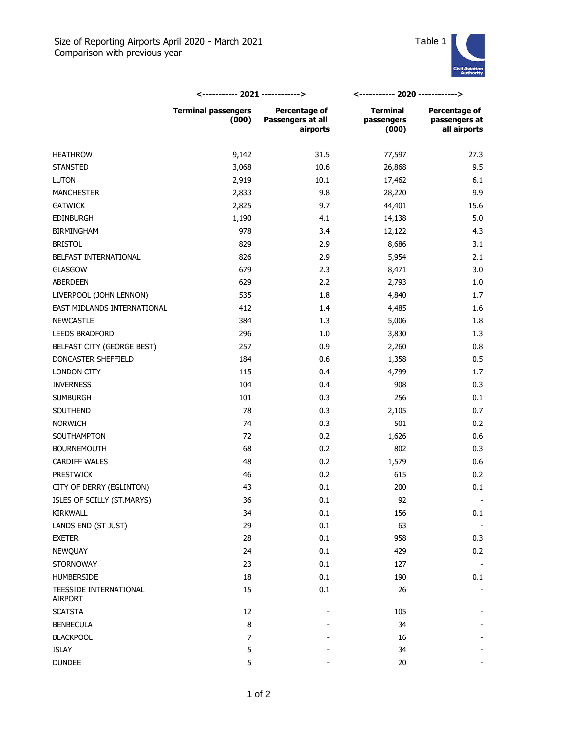Size of Reporting Airports April 2020 - March 2021

Comparison with previous year

Table 1

| | 2021 | | 2020 | |
|---|---|---|---|---|
| | Terminal passengers (000) | Percentage of Passengers at all airports | Terminal passengers (000) | Percentage of passengers at all airports |
| HEATHROW | 9,142 | 31.5 | 77,597 | 27.3 |
| STANSTED | 3,068 | 10.6 | 26,868 | 9.5 |
| LUTON | 2,919 | 10.1 | 17,462 | 6.1 |
| MANCHESTER | 2,833 | 9.8 | 28,220 | 9.9 |
| GATWICK | 2,825 | 9.7 | 44,401 | 15.6 |
| EDINBURGH | 1,190 | 4.1 | 14,138 | 5.0 |
| BIRMINGHAM | 978 | 3.4 | 12,122 | 4.3 |
| BRISTOL | 829 | 2.9 | 8,686 | 3.1 |
| BELFAST INTERNATIONAL | 826 | 2.9 | 5,954 | 2.1 |
| GLASGOW | 679 | 2.3 | 8,471 | 3.0 |
| ABERDEEN | 629 | 2.2 | 2,793 | 1.0 |
| LIVERPOOL (JOHN LENNON) | 535 | 1.8 | 4,840 | 1.7 |
| EAST MIDLANDS INTERNATIONAL | 412 | 1.4 | 4,485 | 1.6 |
| NEWCASTLE | 384 | 1.3 | 5,006 | 1.8 |
| LEEDS BRADFORD | 296 | 1.0 | 3,830 | 1.3 |
| BELFAST CITY (GEORGE BEST) | 257 | 0.9 | 2,260 | 0.8 |
| DONCASTER SHEFFIELD | 184 | 0.6 | 1,358 | 0.5 |
| LONDON CITY | 115 | 0.4 | 4,799 | 1.7 |
| INVERNESS | 104 | 0.4 | 908 | 0.3 |
| SUMBURGH | 101 | 0.3 | 256 | 0.1 |
| SOUTHEND | 78 | 0.3 | 2,105 | 0.7 |
| NORWICH | 74 | 0.3 | 501 | 0.2 |
| SOUTHAMPTON | 72 | 0.2 | 1,626 | 0.6 |
| BOURNEMOUTH | 68 | 0.2 | 802 | 0.3 |
| CARDIFF WALES | 48 | 0.2 | 1,579 | 0.6 |
| PRESTWICK | 46 | 0.2 | 615 | 0.2 |
| CITY OF DERRY (EGLINTON) | 43 | 0.1 | 200 | 0.1 |
| ISLES OF SCILLY (ST.MARYS) | 36 | 0.1 | 92 | - |
| KIRKWALL | 34 | 0.1 | 156 | 0.1 |
| LANDS END (ST JUST) | 29 | 0.1 | 63 | - |
| EXETER | 28 | 0.1 | 958 | 0.3 |
| NEWQUAY | 24 | 0.1 | 429 | 0.2 |
| STORNOWAY | 23 | 0.1 | 127 | - |
| HUMBERSIDE | 18 | 0.1 | 190 | 0.1 |
| TEESSIDE INTERNATIONAL AIRPORT | 15 | 0.1 | 26 | - |
| SCATSTA | 12 | - | 105 | - |
| BENBECULA | 8 | - | 34 | - |
| BLACKPOOL | 7 | - | 16 | - |
| ISLAY | 5 | - | 34 | - |
| DUNDEE | 5 | - | 20 | - |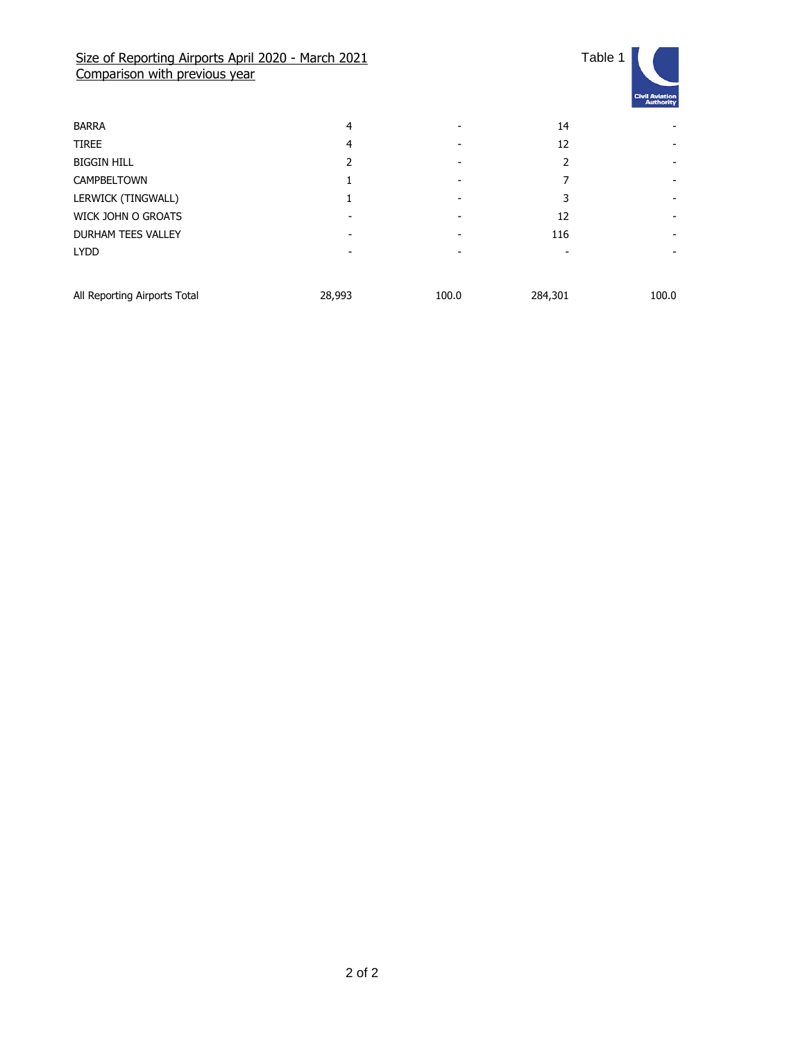Size of Reporting Airports April 2020 - March 2021
Comparison with previous year

Table 1

| | | | | |
|---|---|---|---|---|
| BARRA | 4 | - | 14 | - |
| TIREE | 4 | - | 12 | - |
| BIGGIN HILL | 2 | - | 2 | - |
| CAMPBELTOWN | 1 | - | 7 | - |
| LERWICK (TINGWALL) | 1 | - | 3 | - |
| WICK JOHN O GROATS | - | - | 12 | - |
| DURHAM TEES VALLEY | - | - | 116 | - |
| LYDD | - | - | - | - |
| All Reporting Airports Total | 28,993 | 100.0 | 284,301 | 100.0 |